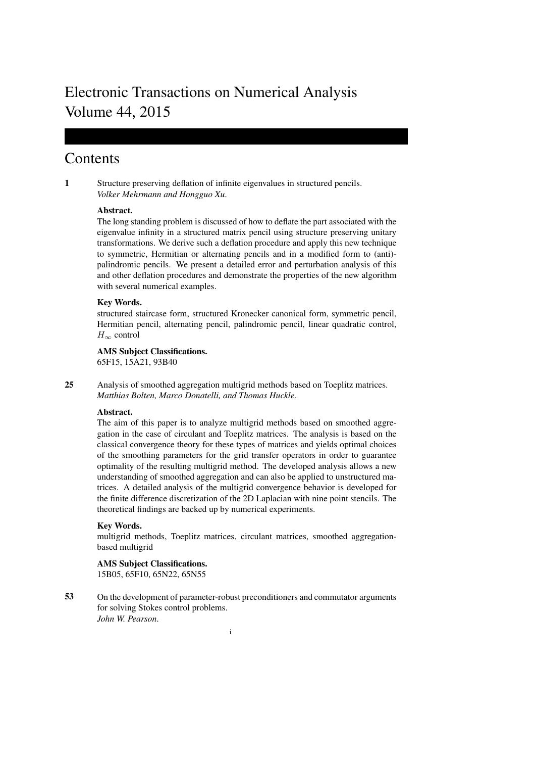# Electronic Transactions on Numerical Analysis
# Volume 44, 2015

## Contents

**1** Structure preserving deflation of infinite eigenvalues in structured pencils.
*Volker Mehrmann and Hongguo Xu.*

**Abstract.**
The long standing problem is discussed of how to deflate the part associated with the eigenvalue infinity in a structured matrix pencil using structure preserving unitary transformations. We derive such a deflation procedure and apply this new technique to symmetric, Hermitian or alternating pencils and in a modified form to (anti)-palindromic pencils. We present a detailed error and perturbation analysis of this and other deflation procedures and demonstrate the properties of the new algorithm with several numerical examples.

**Key Words.**
structured staircase form, structured Kronecker canonical form, symmetric pencil, Hermitian pencil, alternating pencil, palindromic pencil, linear quadratic control, $H_\infty$ control

**AMS Subject Classifications.**
65F15, 15A21, 93B40

**25** Analysis of smoothed aggregation multigrid methods based on Toeplitz matrices.
*Matthias Bolten, Marco Donatelli, and Thomas Huckle*.

**Abstract.**
The aim of this paper is to analyze multigrid methods based on smoothed aggregation in the case of circulant and Toeplitz matrices. The analysis is based on the classical convergence theory for these types of matrices and yields optimal choices of the smoothing parameters for the grid transfer operators in order to guarantee optimality of the resulting multigrid method. The developed analysis allows a new understanding of smoothed aggregation and can also be applied to unstructured matrices. A detailed analysis of the multigrid convergence behavior is developed for the finite difference discretization of the 2D Laplacian with nine point stencils. The theoretical findings are backed up by numerical experiments.

**Key Words.**
multigrid methods, Toeplitz matrices, circulant matrices, smoothed aggregation-based multigrid

**AMS Subject Classifications.**
15B05, 65F10, 65N22, 65N55

**53** On the development of parameter-robust preconditioners and commutator arguments for solving Stokes control problems.
*John W. Pearson*.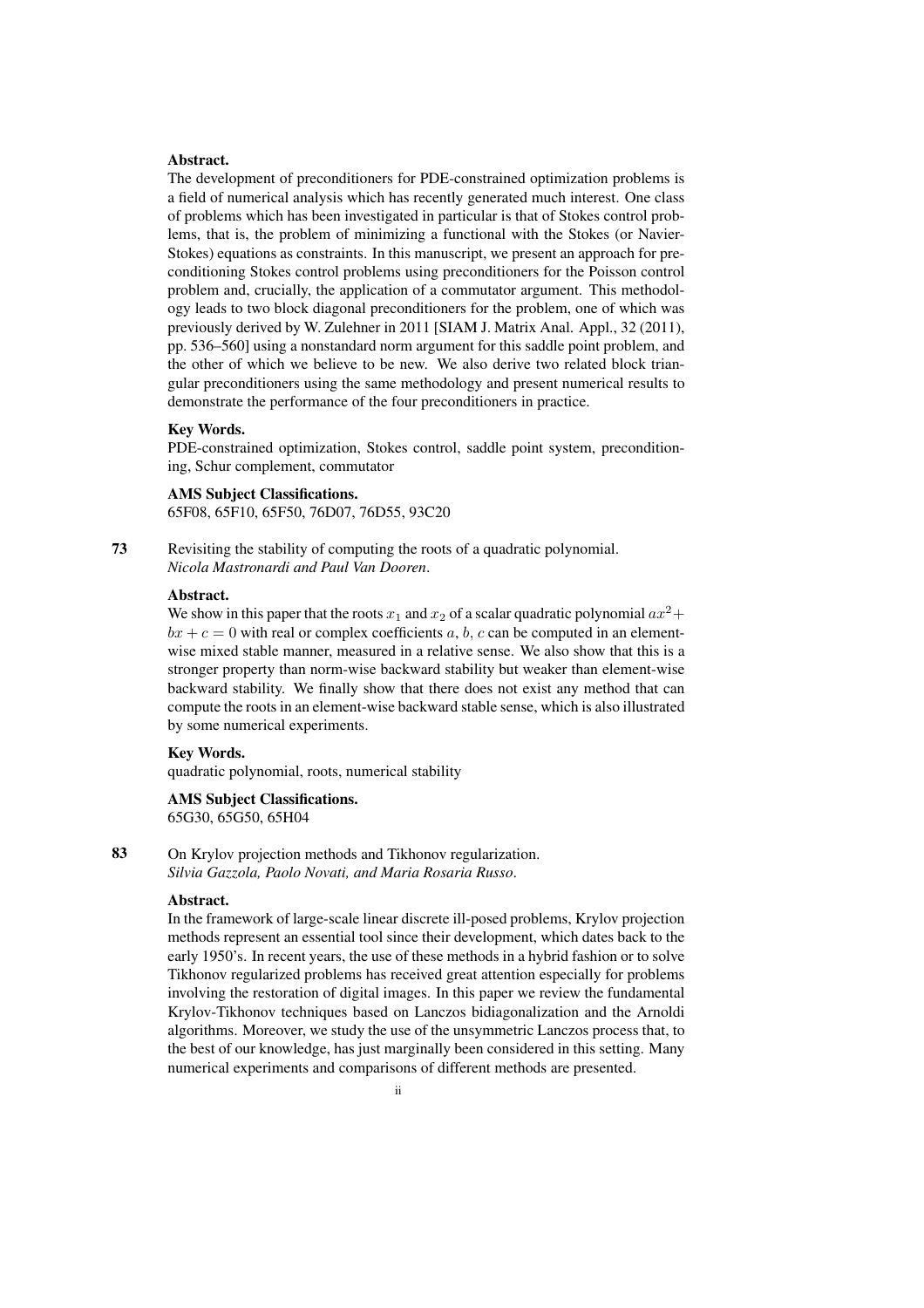**Abstract.**

The development of preconditioners for PDE-constrained optimization problems is a field of numerical analysis which has recently generated much interest. One class of problems which has been investigated in particular is that of Stokes control problems, that is, the problem of minimizing a functional with the Stokes (or Navier-Stokes) equations as constraints. In this manuscript, we present an approach for preconditioning Stokes control problems using preconditioners for the Poisson control problem and, crucially, the application of a commutator argument. This methodology leads to two block diagonal preconditioners for the problem, one of which was previously derived by W. Zulehner in 2011 [SIAM J. Matrix Anal. Appl., 32 (2011), pp. 536–560] using a nonstandard norm argument for this saddle point problem, and the other of which we believe to be new. We also derive two related block triangular preconditioners using the same methodology and present numerical results to demonstrate the performance of the four preconditioners in practice.

**Key Words.**

PDE-constrained optimization, Stokes control, saddle point system, preconditioning, Schur complement, commutator

**AMS Subject Classifications.**

65F08, 65F10, 65F50, 76D07, 76D55, 93C20

**73** Revisiting the stability of computing the roots of a quadratic polynomial.
*Nicola Mastronardi and Paul Van Dooren*.

**Abstract.**

We show in this paper that the roots $x_1$ and $x_2$ of a scalar quadratic polynomial $ax^2 + bx + c = 0$ with real or complex coefficients $a$, $b$, $c$ can be computed in an element-wise mixed stable manner, measured in a relative sense. We also show that this is a stronger property than norm-wise backward stability but weaker than element-wise backward stability. We finally show that there does not exist any method that can compute the roots in an element-wise backward stable sense, which is also illustrated by some numerical experiments.

**Key Words.**

quadratic polynomial, roots, numerical stability

**AMS Subject Classifications.**

65G30, 65G50, 65H04

**83** On Krylov projection methods and Tikhonov regularization.
*Silvia Gazzola, Paolo Novati, and Maria Rosaria Russo*.

**Abstract.**

In the framework of large-scale linear discrete ill-posed problems, Krylov projection methods represent an essential tool since their development, which dates back to the early 1950's. In recent years, the use of these methods in a hybrid fashion or to solve Tikhonov regularized problems has received great attention especially for problems involving the restoration of digital images. In this paper we review the fundamental Krylov-Tikhonov techniques based on Lanczos bidiagonalization and the Arnoldi algorithms. Moreover, we study the use of the unsymmetric Lanczos process that, to the best of our knowledge, has just marginally been considered in this setting. Many numerical experiments and comparisons of different methods are presented.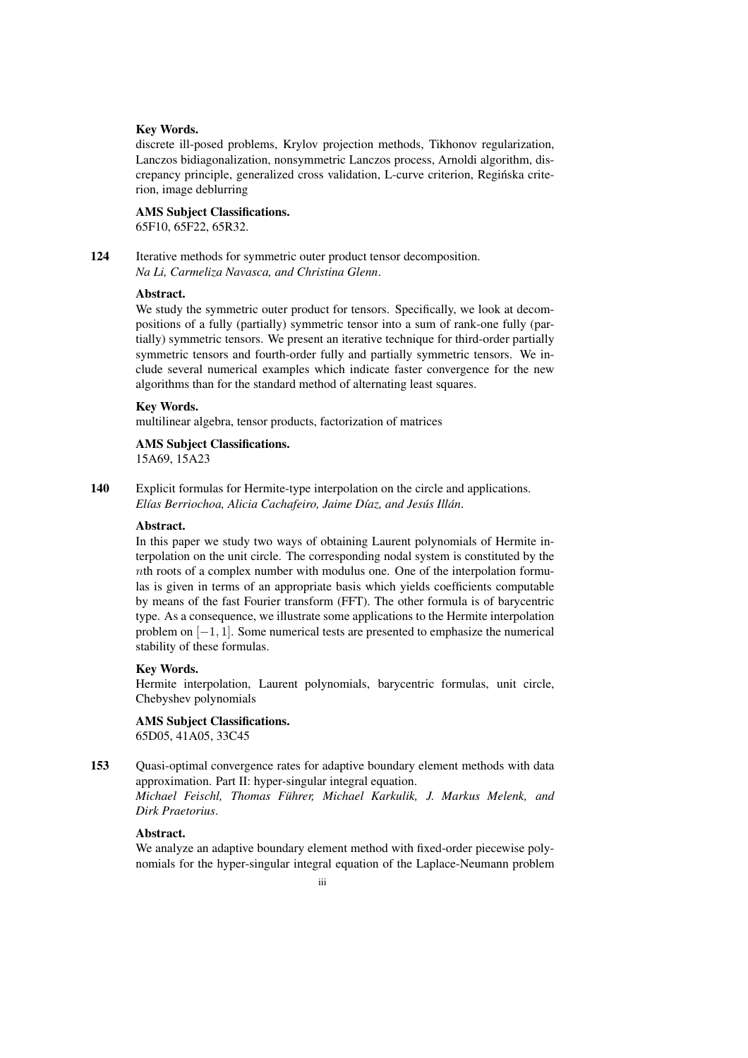**Key Words.**
discrete ill-posed problems, Krylov projection methods, Tikhonov regularization, Lanczos bidiagonalization, nonsymmetric Lanczos process, Arnoldi algorithm, discrepancy principle, generalized cross validation, L-curve criterion, Regińska criterion, image deblurring

**AMS Subject Classifications.**
65F10, 65F22, 65R32.

**124** Iterative methods for symmetric outer product tensor decomposition.
*Na Li, Carmeliza Navasca, and Christina Glenn*.

**Abstract.**
We study the symmetric outer product for tensors. Specifically, we look at decompositions of a fully (partially) symmetric tensor into a sum of rank-one fully (partially) symmetric tensors. We present an iterative technique for third-order partially symmetric tensors and fourth-order fully and partially symmetric tensors. We include several numerical examples which indicate faster convergence for the new algorithms than for the standard method of alternating least squares.

**Key Words.**
multilinear algebra, tensor products, factorization of matrices

**AMS Subject Classifications.**
15A69, 15A23

**140** Explicit formulas for Hermite-type interpolation on the circle and applications.
*Elías Berriochoa, Alicia Cachafeiro, Jaime Díaz, and Jesús Illán*.

**Abstract.**
In this paper we study two ways of obtaining Laurent polynomials of Hermite interpolation on the unit circle. The corresponding nodal system is constituted by the $n$th roots of a complex number with modulus one. One of the interpolation formulas is given in terms of an appropriate basis which yields coefficients computable by means of the fast Fourier transform (FFT). The other formula is of barycentric type. As a consequence, we illustrate some applications to the Hermite interpolation problem on $[-1, 1]$. Some numerical tests are presented to emphasize the numerical stability of these formulas.

**Key Words.**
Hermite interpolation, Laurent polynomials, barycentric formulas, unit circle, Chebyshev polynomials

**AMS Subject Classifications.**
65D05, 41A05, 33C45

**153** Quasi-optimal convergence rates for adaptive boundary element methods with data approximation. Part II: hyper-singular integral equation.
*Michael Feischl, Thomas Führer, Michael Karkulik, J. Markus Melenk, and Dirk Praetorius*.

**Abstract.**
We analyze an adaptive boundary element method with fixed-order piecewise polynomials for the hyper-singular integral equation of the Laplace-Neumann problem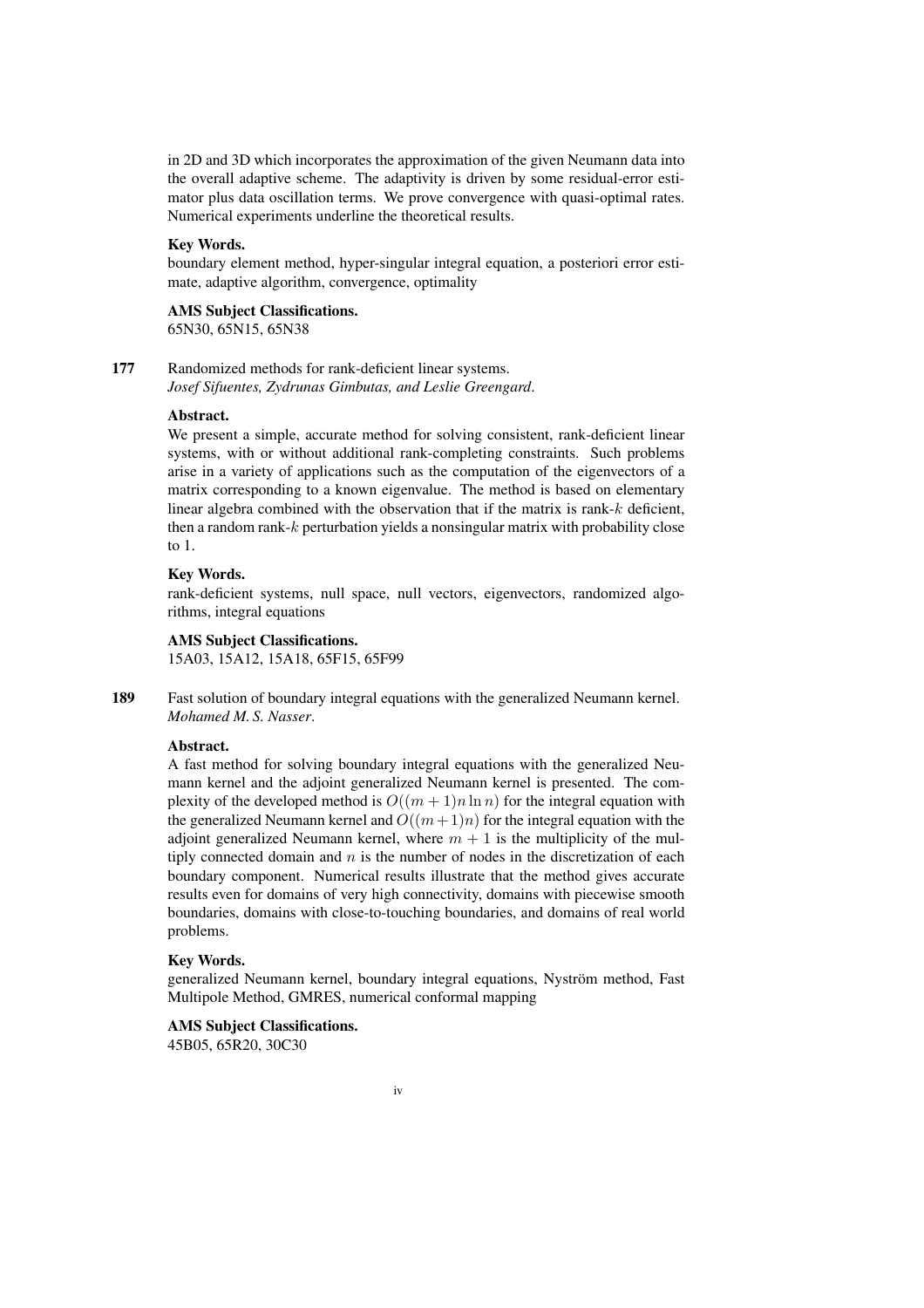in 2D and 3D which incorporates the approximation of the given Neumann data into the overall adaptive scheme. The adaptivity is driven by some residual-error estimator plus data oscillation terms. We prove convergence with quasi-optimal rates. Numerical experiments underline the theoretical results.

**Key Words.**
boundary element method, hyper-singular integral equation, a posteriori error estimate, adaptive algorithm, convergence, optimality

**AMS Subject Classifications.**
65N30, 65N15, 65N38

**177** Randomized methods for rank-deficient linear systems.
*Josef Sifuentes, Zydrunas Gimbutas, and Leslie Greengard*.

**Abstract.**
We present a simple, accurate method for solving consistent, rank-deficient linear systems, with or without additional rank-completing constraints. Such problems arise in a variety of applications such as the computation of the eigenvectors of a matrix corresponding to a known eigenvalue. The method is based on elementary linear algebra combined with the observation that if the matrix is rank-$k$ deficient, then a random rank-$k$ perturbation yields a nonsingular matrix with probability close to 1.

**Key Words.**
rank-deficient systems, null space, null vectors, eigenvectors, randomized algorithms, integral equations

**AMS Subject Classifications.**
15A03, 15A12, 15A18, 65F15, 65F99

**189** Fast solution of boundary integral equations with the generalized Neumann kernel.
*Mohamed M. S. Nasser*.

**Abstract.**
A fast method for solving boundary integral equations with the generalized Neumann kernel and the adjoint generalized Neumann kernel is presented. The complexity of the developed method is $O((m+1)n\ln n)$ for the integral equation with the generalized Neumann kernel and $O((m+1)n)$ for the integral equation with the adjoint generalized Neumann kernel, where $m+1$ is the multiplicity of the multiply connected domain and $n$ is the number of nodes in the discretization of each boundary component. Numerical results illustrate that the method gives accurate results even for domains of very high connectivity, domains with piecewise smooth boundaries, domains with close-to-touching boundaries, and domains of real world problems.

**Key Words.**
generalized Neumann kernel, boundary integral equations, Nyström method, Fast Multipole Method, GMRES, numerical conformal mapping

**AMS Subject Classifications.**
45B05, 65R20, 30C30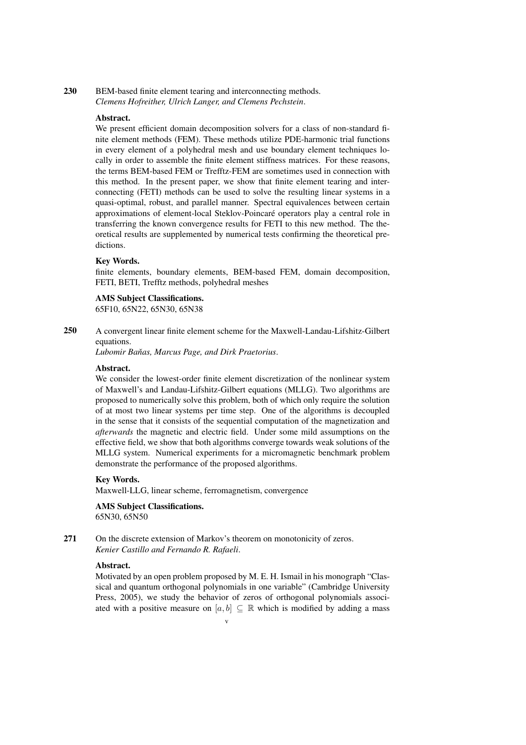**230** BEM-based finite element tearing and interconnecting methods.
*Clemens Hofreither, Ulrich Langer, and Clemens Pechstein*.

**Abstract.**
We present efficient domain decomposition solvers for a class of non-standard finite element methods (FEM). These methods utilize PDE-harmonic trial functions in every element of a polyhedral mesh and use boundary element techniques locally in order to assemble the finite element stiffness matrices. For these reasons, the terms BEM-based FEM or Trefftz-FEM are sometimes used in connection with this method. In the present paper, we show that finite element tearing and interconnecting (FETI) methods can be used to solve the resulting linear systems in a quasi-optimal, robust, and parallel manner. Spectral equivalences between certain approximations of element-local Steklov-Poincaré operators play a central role in transferring the known convergence results for FETI to this new method. The theoretical results are supplemented by numerical tests confirming the theoretical predictions.

**Key Words.**
finite elements, boundary elements, BEM-based FEM, domain decomposition, FETI, BETI, Trefftz methods, polyhedral meshes

**AMS Subject Classifications.**
65F10, 65N22, 65N30, 65N38

**250** A convergent linear finite element scheme for the Maxwell-Landau-Lifshitz-Gilbert equations.
*Lubomir Baňas, Marcus Page, and Dirk Praetorius*.

**Abstract.**
We consider the lowest-order finite element discretization of the nonlinear system of Maxwell's and Landau-Lifshitz-Gilbert equations (MLLG). Two algorithms are proposed to numerically solve this problem, both of which only require the solution of at most two linear systems per time step. One of the algorithms is decoupled in the sense that it consists of the sequential computation of the magnetization and *afterwards* the magnetic and electric field. Under some mild assumptions on the effective field, we show that both algorithms converge towards weak solutions of the MLLG system. Numerical experiments for a micromagnetic benchmark problem demonstrate the performance of the proposed algorithms.

**Key Words.**
Maxwell-LLG, linear scheme, ferromagnetism, convergence

**AMS Subject Classifications.**
65N30, 65N50

**271** On the discrete extension of Markov's theorem on monotonicity of zeros.
*Kenier Castillo and Fernando R. Rafaeli*.

**Abstract.**
Motivated by an open problem proposed by M. E. H. Ismail in his monograph "Classical and quantum orthogonal polynomials in one variable" (Cambridge University Press, 2005), we study the behavior of zeros of orthogonal polynomials associated with a positive measure on $[a, b] \subseteq \mathbb{R}$ which is modified by adding a mass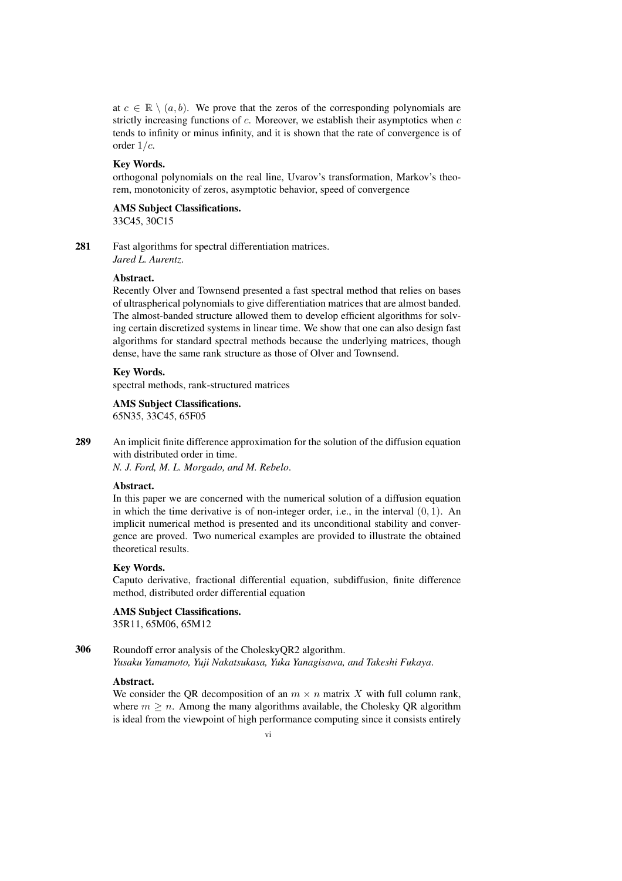at $c \in \mathbb{R} \setminus (a, b)$. We prove that the zeros of the corresponding polynomials are strictly increasing functions of $c$. Moreover, we establish their asymptotics when $c$ tends to infinity or minus infinity, and it is shown that the rate of convergence is of order $1/c$.

**Key Words.**
orthogonal polynomials on the real line, Uvarov's transformation, Markov's theorem, monotonicity of zeros, asymptotic behavior, speed of convergence

**AMS Subject Classifications.**
33C45, 30C15

**281** Fast algorithms for spectral differentiation matrices.
*Jared L. Aurentz.*

**Abstract.**
Recently Olver and Townsend presented a fast spectral method that relies on bases of ultraspherical polynomials to give differentiation matrices that are almost banded. The almost-banded structure allowed them to develop efficient algorithms for solving certain discretized systems in linear time. We show that one can also design fast algorithms for standard spectral methods because the underlying matrices, though dense, have the same rank structure as those of Olver and Townsend.

**Key Words.**
spectral methods, rank-structured matrices

**AMS Subject Classifications.**
65N35, 33C45, 65F05

**289** An implicit finite difference approximation for the solution of the diffusion equation with distributed order in time.
*N. J. Ford, M. L. Morgado, and M. Rebelo.*

**Abstract.**
In this paper we are concerned with the numerical solution of a diffusion equation in which the time derivative is of non-integer order, i.e., in the interval $(0, 1)$. An implicit numerical method is presented and its unconditional stability and convergence are proved. Two numerical examples are provided to illustrate the obtained theoretical results.

**Key Words.**
Caputo derivative, fractional differential equation, subdiffusion, finite difference method, distributed order differential equation

**AMS Subject Classifications.**
35R11, 65M06, 65M12

**306** Roundoff error analysis of the CholeskyQR2 algorithm.
*Yusaku Yamamoto, Yuji Nakatsukasa, Yuka Yanagisawa, and Takeshi Fukaya.*

**Abstract.**
We consider the QR decomposition of an $m \times n$ matrix $X$ with full column rank, where $m \geq n$. Among the many algorithms available, the Cholesky QR algorithm is ideal from the viewpoint of high performance computing since it consists entirely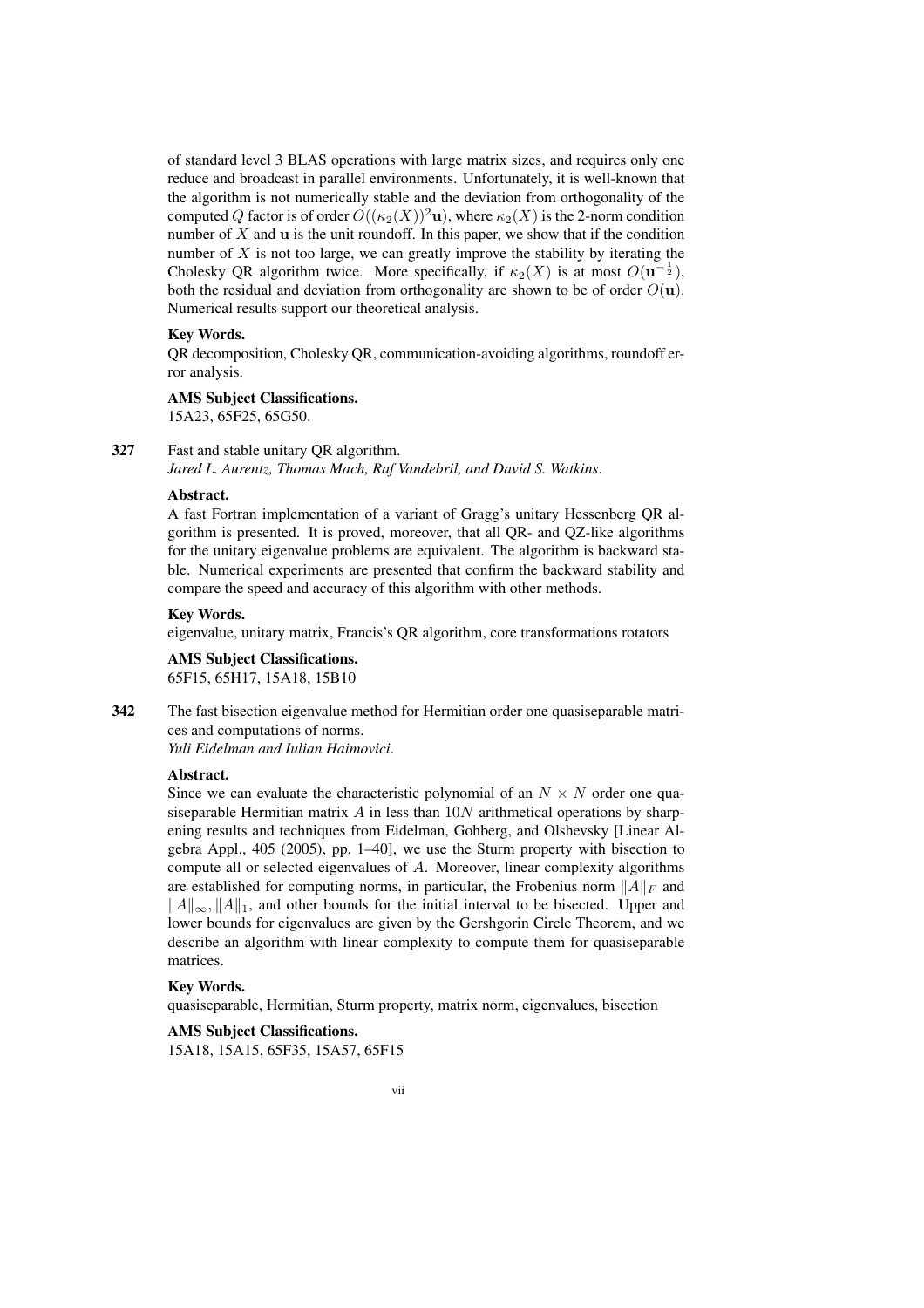of standard level 3 BLAS operations with large matrix sizes, and requires only one reduce and broadcast in parallel environments. Unfortunately, it is well-known that the algorithm is not numerically stable and the deviation from orthogonality of the computed $Q$ factor is of order $O((\kappa_2(X))^2\mathbf{u})$, where $\kappa_2(X)$ is the 2-norm condition number of $X$ and $\mathbf{u}$ is the unit roundoff. In this paper, we show that if the condition number of $X$ is not too large, we can greatly improve the stability by iterating the Cholesky QR algorithm twice. More specifically, if $\kappa_2(X)$ is at most $O(\mathbf{u}^{-\frac{1}{2}})$, both the residual and deviation from orthogonality are shown to be of order $O(\mathbf{u})$. Numerical results support our theoretical analysis.

**Key Words.**

QR decomposition, Cholesky QR, communication-avoiding algorithms, roundoff error analysis.

**AMS Subject Classifications.**

15A23, 65F25, 65G50.

**327** Fast and stable unitary QR algorithm.
*Jared L. Aurentz, Thomas Mach, Raf Vandebril, and David S. Watkins*.

**Abstract.**

A fast Fortran implementation of a variant of Gragg's unitary Hessenberg QR algorithm is presented. It is proved, moreover, that all QR- and QZ-like algorithms for the unitary eigenvalue problems are equivalent. The algorithm is backward stable. Numerical experiments are presented that confirm the backward stability and compare the speed and accuracy of this algorithm with other methods.

**Key Words.**

eigenvalue, unitary matrix, Francis's QR algorithm, core transformations rotators

**AMS Subject Classifications.**

65F15, 65H17, 15A18, 15B10

**342** The fast bisection eigenvalue method for Hermitian order one quasiseparable matrices and computations of norms.
*Yuli Eidelman and Iulian Haimovici*.

**Abstract.**

Since we can evaluate the characteristic polynomial of an $N \times N$ order one quasiseparable Hermitian matrix $A$ in less than $10N$ arithmetical operations by sharpening results and techniques from Eidelman, Gohberg, and Olshevsky [Linear Algebra Appl., 405 (2005), pp. 1–40], we use the Sturm property with bisection to compute all or selected eigenvalues of $A$. Moreover, linear complexity algorithms are established for computing norms, in particular, the Frobenius norm $\|A\|_F$ and $\|A\|_\infty, \|A\|_1$, and other bounds for the initial interval to be bisected. Upper and lower bounds for eigenvalues are given by the Gershgorin Circle Theorem, and we describe an algorithm with linear complexity to compute them for quasiseparable matrices.

**Key Words.**

quasiseparable, Hermitian, Sturm property, matrix norm, eigenvalues, bisection

**AMS Subject Classifications.**

15A18, 15A15, 65F35, 15A57, 65F15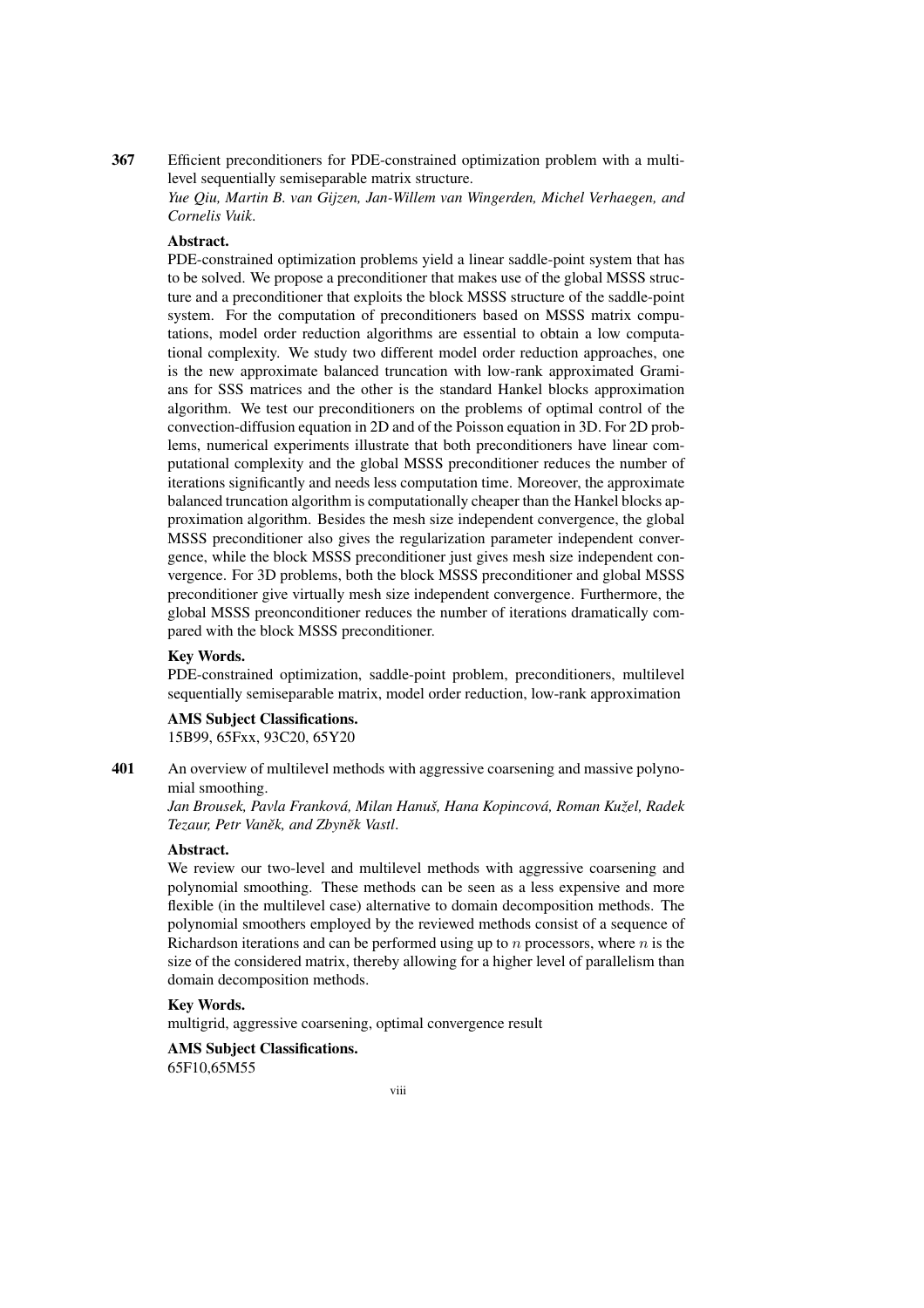**367** Efficient preconditioners for PDE-constrained optimization problem with a multilevel sequentially semiseparable matrix structure.
*Yue Qiu, Martin B. van Gijzen, Jan-Willem van Wingerden, Michel Verhaegen, and Cornelis Vuik.*

**Abstract.**
PDE-constrained optimization problems yield a linear saddle-point system that has to be solved. We propose a preconditioner that makes use of the global MSSS structure and a preconditioner that exploits the block MSSS structure of the saddle-point system. For the computation of preconditioners based on MSSS matrix computations, model order reduction algorithms are essential to obtain a low computational complexity. We study two different model order reduction approaches, one is the new approximate balanced truncation with low-rank approximated Gramians for SSS matrices and the other is the standard Hankel blocks approximation algorithm. We test our preconditioners on the problems of optimal control of the convection-diffusion equation in 2D and of the Poisson equation in 3D. For 2D problems, numerical experiments illustrate that both preconditioners have linear computational complexity and the global MSSS preconditioner reduces the number of iterations significantly and needs less computation time. Moreover, the approximate balanced truncation algorithm is computationally cheaper than the Hankel blocks approximation algorithm. Besides the mesh size independent convergence, the global MSSS preconditioner also gives the regularization parameter independent convergence, while the block MSSS preconditioner just gives mesh size independent convergence. For 3D problems, both the block MSSS preconditioner and global MSSS preconditioner give virtually mesh size independent convergence. Furthermore, the global MSSS preonconditioner reduces the number of iterations dramatically compared with the block MSSS preconditioner.

**Key Words.**
PDE-constrained optimization, saddle-point problem, preconditioners, multilevel sequentially semiseparable matrix, model order reduction, low-rank approximation

**AMS Subject Classifications.**
15B99, 65Fxx, 93C20, 65Y20

**401** An overview of multilevel methods with aggressive coarsening and massive polynomial smoothing.
*Jan Brousek, Pavla Franková, Milan Hanuš, Hana Kopincová, Roman Kužel, Radek Tezaur, Petr Vaněk, and Zbyněk Vastl.*

**Abstract.**
We review our two-level and multilevel methods with aggressive coarsening and polynomial smoothing. These methods can be seen as a less expensive and more flexible (in the multilevel case) alternative to domain decomposition methods. The polynomial smoothers employed by the reviewed methods consist of a sequence of Richardson iterations and can be performed using up to $n$ processors, where $n$ is the size of the considered matrix, thereby allowing for a higher level of parallelism than domain decomposition methods.

**Key Words.**
multigrid, aggressive coarsening, optimal convergence result

**AMS Subject Classifications.**
65F10,65M55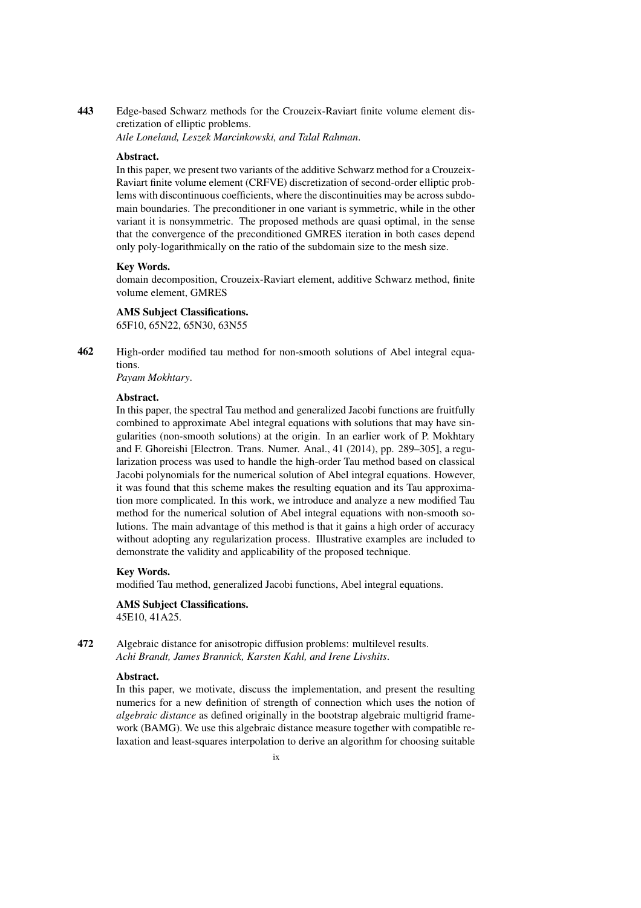**443** Edge-based Schwarz methods for the Crouzeix-Raviart finite volume element discretization of elliptic problems.
*Atle Loneland, Leszek Marcinkowski, and Talal Rahman.*

**Abstract.**
In this paper, we present two variants of the additive Schwarz method for a Crouzeix-Raviart finite volume element (CRFVE) discretization of second-order elliptic problems with discontinuous coefficients, where the discontinuities may be across subdomain boundaries. The preconditioner in one variant is symmetric, while in the other variant it is nonsymmetric. The proposed methods are quasi optimal, in the sense that the convergence of the preconditioned GMRES iteration in both cases depend only poly-logarithmically on the ratio of the subdomain size to the mesh size.

**Key Words.**
domain decomposition, Crouzeix-Raviart element, additive Schwarz method, finite volume element, GMRES

**AMS Subject Classifications.**
65F10, 65N22, 65N30, 63N55

**462** High-order modified tau method for non-smooth solutions of Abel integral equations.
*Payam Mokhtary.*

**Abstract.**
In this paper, the spectral Tau method and generalized Jacobi functions are fruitfully combined to approximate Abel integral equations with solutions that may have singularities (non-smooth solutions) at the origin. In an earlier work of P. Mokhtary and F. Ghoreishi [Electron. Trans. Numer. Anal., 41 (2014), pp. 289–305], a regularization process was used to handle the high-order Tau method based on classical Jacobi polynomials for the numerical solution of Abel integral equations. However, it was found that this scheme makes the resulting equation and its Tau approximation more complicated. In this work, we introduce and analyze a new modified Tau method for the numerical solution of Abel integral equations with non-smooth solutions. The main advantage of this method is that it gains a high order of accuracy without adopting any regularization process. Illustrative examples are included to demonstrate the validity and applicability of the proposed technique.

**Key Words.**
modified Tau method, generalized Jacobi functions, Abel integral equations.

**AMS Subject Classifications.**
45E10, 41A25.

**472** Algebraic distance for anisotropic diffusion problems: multilevel results.
*Achi Brandt, James Brannick, Karsten Kahl, and Irene Livshits.*

**Abstract.**
In this paper, we motivate, discuss the implementation, and present the resulting numerics for a new definition of strength of connection which uses the notion of *algebraic distance* as defined originally in the bootstrap algebraic multigrid framework (BAMG). We use this algebraic distance measure together with compatible relaxation and least-squares interpolation to derive an algorithm for choosing suitable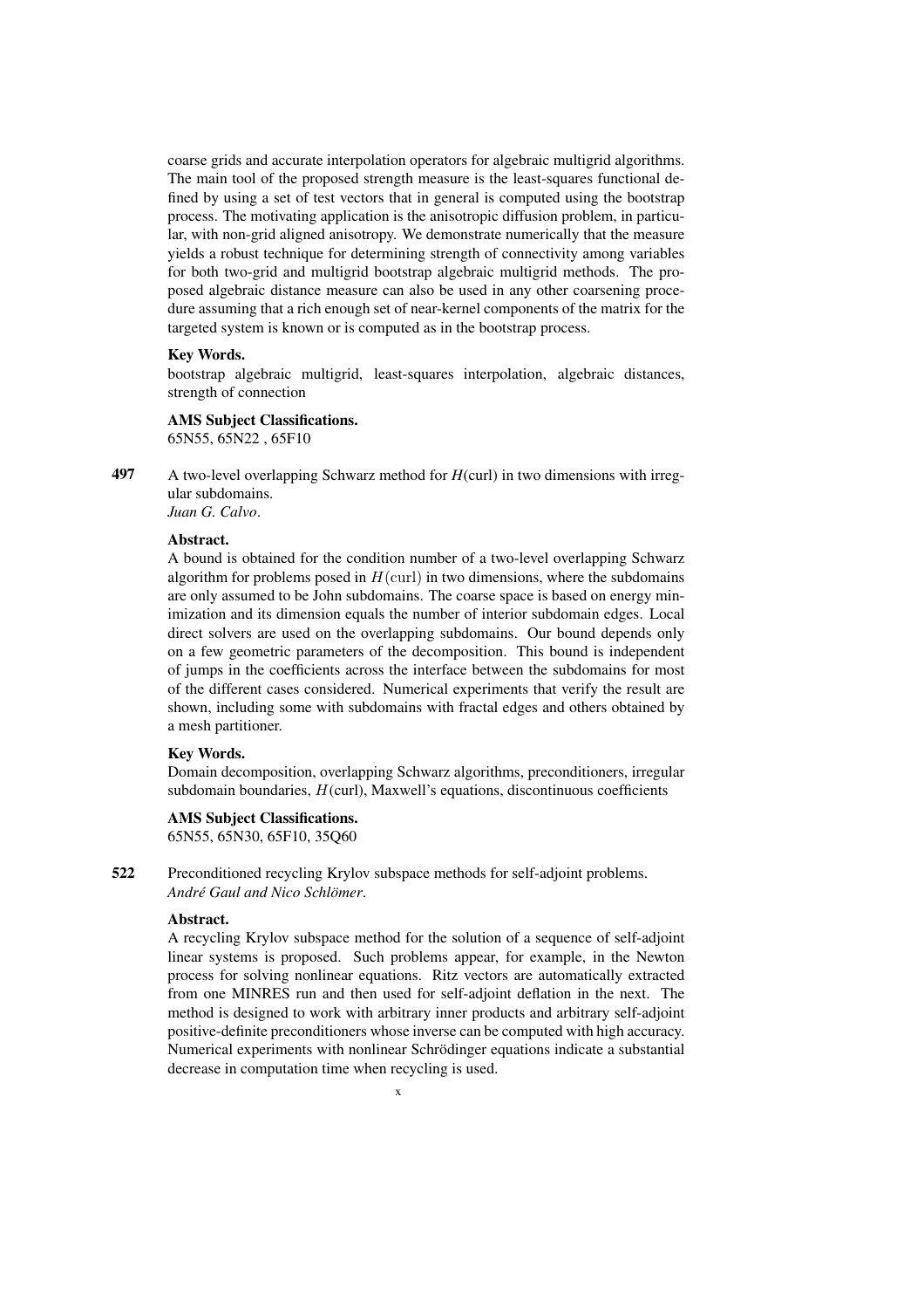coarse grids and accurate interpolation operators for algebraic multigrid algorithms. The main tool of the proposed strength measure is the least-squares functional defined by using a set of test vectors that in general is computed using the bootstrap process. The motivating application is the anisotropic diffusion problem, in particular, with non-grid aligned anisotropy. We demonstrate numerically that the measure yields a robust technique for determining strength of connectivity among variables for both two-grid and multigrid bootstrap algebraic multigrid methods. The proposed algebraic distance measure can also be used in any other coarsening procedure assuming that a rich enough set of near-kernel components of the matrix for the targeted system is known or is computed as in the bootstrap process.

**Key Words.**
bootstrap algebraic multigrid, least-squares interpolation, algebraic distances, strength of connection

**AMS Subject Classifications.**
65N55, 65N22 , 65F10

**497** A two-level overlapping Schwarz method for $H$(curl) in two dimensions with irregular subdomains.
*Juan G. Calvo*.

**Abstract.**
A bound is obtained for the condition number of a two-level overlapping Schwarz algorithm for problems posed in $H(\mathrm{curl})$ in two dimensions, where the subdomains are only assumed to be John subdomains. The coarse space is based on energy minimization and its dimension equals the number of interior subdomain edges. Local direct solvers are used on the overlapping subdomains. Our bound depends only on a few geometric parameters of the decomposition. This bound is independent of jumps in the coefficients across the interface between the subdomains for most of the different cases considered. Numerical experiments that verify the result are shown, including some with subdomains with fractal edges and others obtained by a mesh partitioner.

**Key Words.**
Domain decomposition, overlapping Schwarz algorithms, preconditioners, irregular subdomain boundaries, $H(\mathrm{curl})$, Maxwell's equations, discontinuous coefficients

**AMS Subject Classifications.**
65N55, 65N30, 65F10, 35Q60

**522** Preconditioned recycling Krylov subspace methods for self-adjoint problems.
*André Gaul and Nico Schlömer*.

**Abstract.**
A recycling Krylov subspace method for the solution of a sequence of self-adjoint linear systems is proposed. Such problems appear, for example, in the Newton process for solving nonlinear equations. Ritz vectors are automatically extracted from one MINRES run and then used for self-adjoint deflation in the next. The method is designed to work with arbitrary inner products and arbitrary self-adjoint positive-definite preconditioners whose inverse can be computed with high accuracy. Numerical experiments with nonlinear Schrödinger equations indicate a substantial decrease in computation time when recycling is used.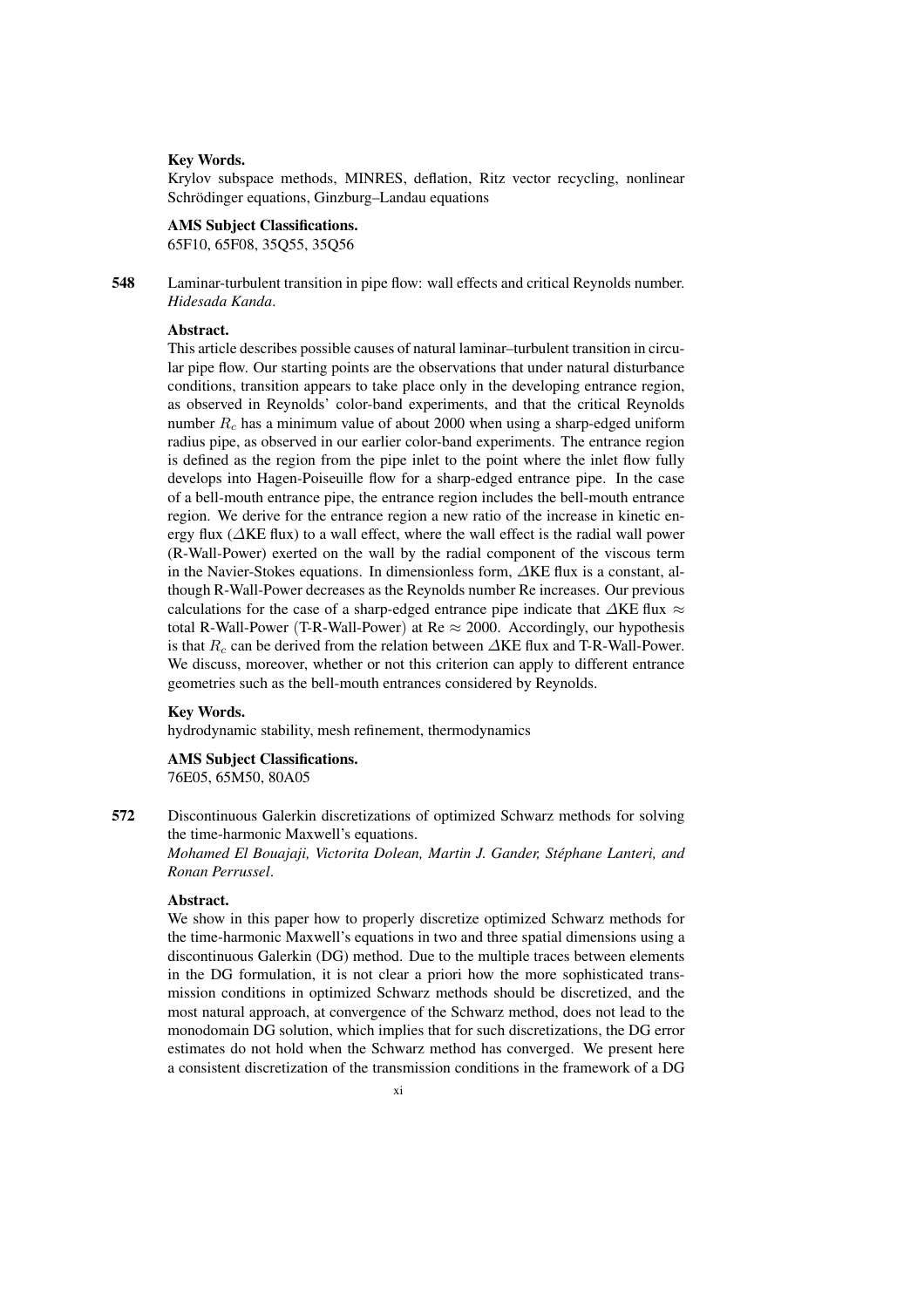**Key Words.**
Krylov subspace methods, MINRES, deflation, Ritz vector recycling, nonlinear Schrödinger equations, Ginzburg–Landau equations

**AMS Subject Classifications.**
65F10, 65F08, 35Q55, 35Q56

**548** Laminar-turbulent transition in pipe flow: wall effects and critical Reynolds number.
*Hidesada Kanda*.

**Abstract.**
This article describes possible causes of natural laminar–turbulent transition in circular pipe flow. Our starting points are the observations that under natural disturbance conditions, transition appears to take place only in the developing entrance region, as observed in Reynolds' color-band experiments, and that the critical Reynolds number $R_c$ has a minimum value of about 2000 when using a sharp-edged uniform radius pipe, as observed in our earlier color-band experiments. The entrance region is defined as the region from the pipe inlet to the point where the inlet flow fully develops into Hagen-Poiseuille flow for a sharp-edged entrance pipe. In the case of a bell-mouth entrance pipe, the entrance region includes the bell-mouth entrance region. We derive for the entrance region a new ratio of the increase in kinetic energy flux ($\Delta$KE flux) to a wall effect, where the wall effect is the radial wall power (R-Wall-Power) exerted on the wall by the radial component of the viscous term in the Navier-Stokes equations. In dimensionless form, $\Delta$KE flux is a constant, although R-Wall-Power decreases as the Reynolds number Re increases. Our previous calculations for the case of a sharp-edged entrance pipe indicate that $\Delta$KE flux $\approx$ total R-Wall-Power (T-R-Wall-Power) at Re $\approx$ 2000. Accordingly, our hypothesis is that $R_c$ can be derived from the relation between $\Delta$KE flux and T-R-Wall-Power. We discuss, moreover, whether or not this criterion can apply to different entrance geometries such as the bell-mouth entrances considered by Reynolds.

**Key Words.**
hydrodynamic stability, mesh refinement, thermodynamics

**AMS Subject Classifications.**
76E05, 65M50, 80A05

**572** Discontinuous Galerkin discretizations of optimized Schwarz methods for solving the time-harmonic Maxwell's equations.
*Mohamed El Bouajaji, Victorita Dolean, Martin J. Gander, Stéphane Lanteri, and Ronan Perrussel*.

**Abstract.**
We show in this paper how to properly discretize optimized Schwarz methods for the time-harmonic Maxwell's equations in two and three spatial dimensions using a discontinuous Galerkin (DG) method. Due to the multiple traces between elements in the DG formulation, it is not clear a priori how the more sophisticated transmission conditions in optimized Schwarz methods should be discretized, and the most natural approach, at convergence of the Schwarz method, does not lead to the monodomain DG solution, which implies that for such discretizations, the DG error estimates do not hold when the Schwarz method has converged. We present here a consistent discretization of the transmission conditions in the framework of a DG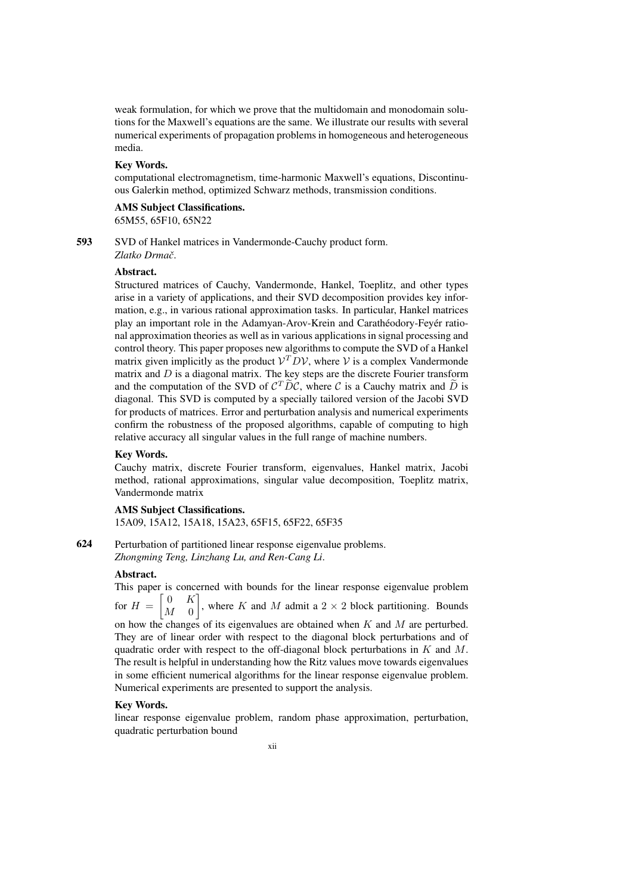weak formulation, for which we prove that the multidomain and monodomain solutions for the Maxwell's equations are the same. We illustrate our results with several numerical experiments of propagation problems in homogeneous and heterogeneous media.

**Key Words.**

computational electromagnetism, time-harmonic Maxwell's equations, Discontinuous Galerkin method, optimized Schwarz methods, transmission conditions.

**AMS Subject Classifications.**

65M55, 65F10, 65N22

**593** SVD of Hankel matrices in Vandermonde-Cauchy product form.
*Zlatko Drmač*.

**Abstract.**

Structured matrices of Cauchy, Vandermonde, Hankel, Toeplitz, and other types arise in a variety of applications, and their SVD decomposition provides key information, e.g., in various rational approximation tasks. In particular, Hankel matrices play an important role in the Adamyan-Arov-Krein and Carathéodory-Feyér rational approximation theories as well as in various applications in signal processing and control theory. This paper proposes new algorithms to compute the SVD of a Hankel matrix given implicitly as the product $\mathcal{V}^T D \mathcal{V}$, where $\mathcal{V}$ is a complex Vandermonde matrix and $D$ is a diagonal matrix. The key steps are the discrete Fourier transform and the computation of the SVD of $\mathcal{C}^T \widetilde{D} \mathcal{C}$, where $\mathcal{C}$ is a Cauchy matrix and $\widetilde{D}$ is diagonal. This SVD is computed by a specially tailored version of the Jacobi SVD for products of matrices. Error and perturbation analysis and numerical experiments confirm the robustness of the proposed algorithms, capable of computing to high relative accuracy all singular values in the full range of machine numbers.

**Key Words.**

Cauchy matrix, discrete Fourier transform, eigenvalues, Hankel matrix, Jacobi method, rational approximations, singular value decomposition, Toeplitz matrix, Vandermonde matrix

**AMS Subject Classifications.**

15A09, 15A12, 15A18, 15A23, 65F15, 65F22, 65F35

**624** Perturbation of partitioned linear response eigenvalue problems.
*Zhongming Teng, Linzhang Lu, and Ren-Cang Li*.

**Abstract.**

This paper is concerned with bounds for the linear response eigenvalue problem for $H = \begin{bmatrix} 0 & K \\ M & 0 \end{bmatrix}$, where $K$ and $M$ admit a $2 \times 2$ block partitioning. Bounds on how the changes of its eigenvalues are obtained when $K$ and $M$ are perturbed. They are of linear order with respect to the diagonal block perturbations and of quadratic order with respect to the off-diagonal block perturbations in $K$ and $M$. The result is helpful in understanding how the Ritz values move towards eigenvalues in some efficient numerical algorithms for the linear response eigenvalue problem. Numerical experiments are presented to support the analysis.

**Key Words.**

linear response eigenvalue problem, random phase approximation, perturbation, quadratic perturbation bound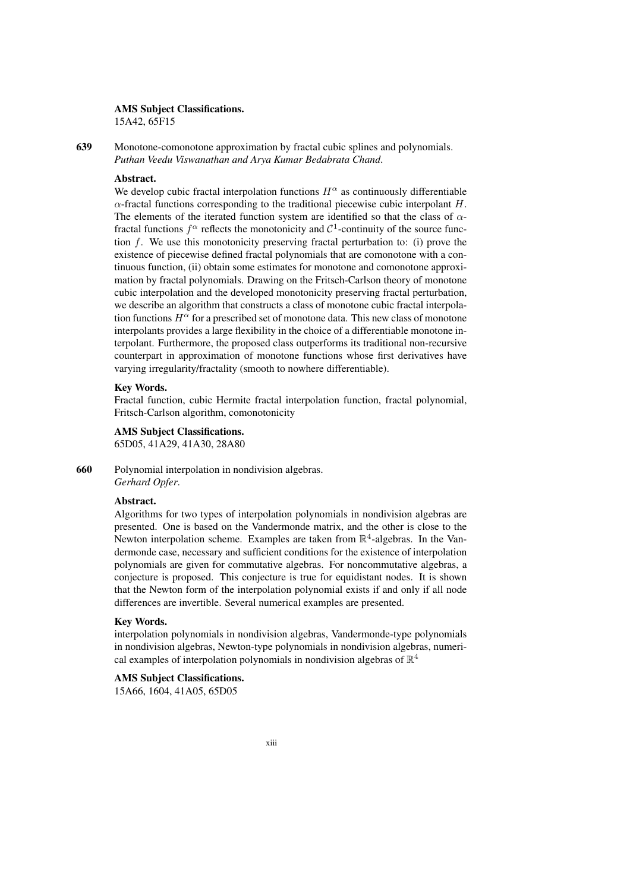**AMS Subject Classifications.**
15A42, 65F15

**639** Monotone-comonotone approximation by fractal cubic splines and polynomials.
*Puthan Veedu Viswanathan and Arya Kumar Bedabrata Chand.*

**Abstract.**
We develop cubic fractal interpolation functions $H^\alpha$ as continuously differentiable $\alpha$-fractal functions corresponding to the traditional piecewise cubic interpolant $H$. The elements of the iterated function system are identified so that the class of $\alpha$-fractal functions $f^\alpha$ reflects the monotonicity and $\mathcal{C}^1$-continuity of the source function $f$. We use this monotonicity preserving fractal perturbation to: (i) prove the existence of piecewise defined fractal polynomials that are comonotone with a continuous function, (ii) obtain some estimates for monotone and comonotone approximation by fractal polynomials. Drawing on the Fritsch-Carlson theory of monotone cubic interpolation and the developed monotonicity preserving fractal perturbation, we describe an algorithm that constructs a class of monotone cubic fractal interpolation functions $H^\alpha$ for a prescribed set of monotone data. This new class of monotone interpolants provides a large flexibility in the choice of a differentiable monotone interpolant. Furthermore, the proposed class outperforms its traditional non-recursive counterpart in approximation of monotone functions whose first derivatives have varying irregularity/fractality (smooth to nowhere differentiable).

**Key Words.**
Fractal function, cubic Hermite fractal interpolation function, fractal polynomial, Fritsch-Carlson algorithm, comonotonicity

**AMS Subject Classifications.**
65D05, 41A29, 41A30, 28A80

**660** Polynomial interpolation in nondivision algebras.
*Gerhard Opfer.*

**Abstract.**
Algorithms for two types of interpolation polynomials in nondivision algebras are presented. One is based on the Vandermonde matrix, and the other is close to the Newton interpolation scheme. Examples are taken from $\mathbb{R}^4$-algebras. In the Vandermonde case, necessary and sufficient conditions for the existence of interpolation polynomials are given for commutative algebras. For noncommutative algebras, a conjecture is proposed. This conjecture is true for equidistant nodes. It is shown that the Newton form of the interpolation polynomial exists if and only if all node differences are invertible. Several numerical examples are presented.

**Key Words.**
interpolation polynomials in nondivision algebras, Vandermonde-type polynomials in nondivision algebras, Newton-type polynomials in nondivision algebras, numerical examples of interpolation polynomials in nondivision algebras of $\mathbb{R}^4$

**AMS Subject Classifications.**
15A66, 1604, 41A05, 65D05